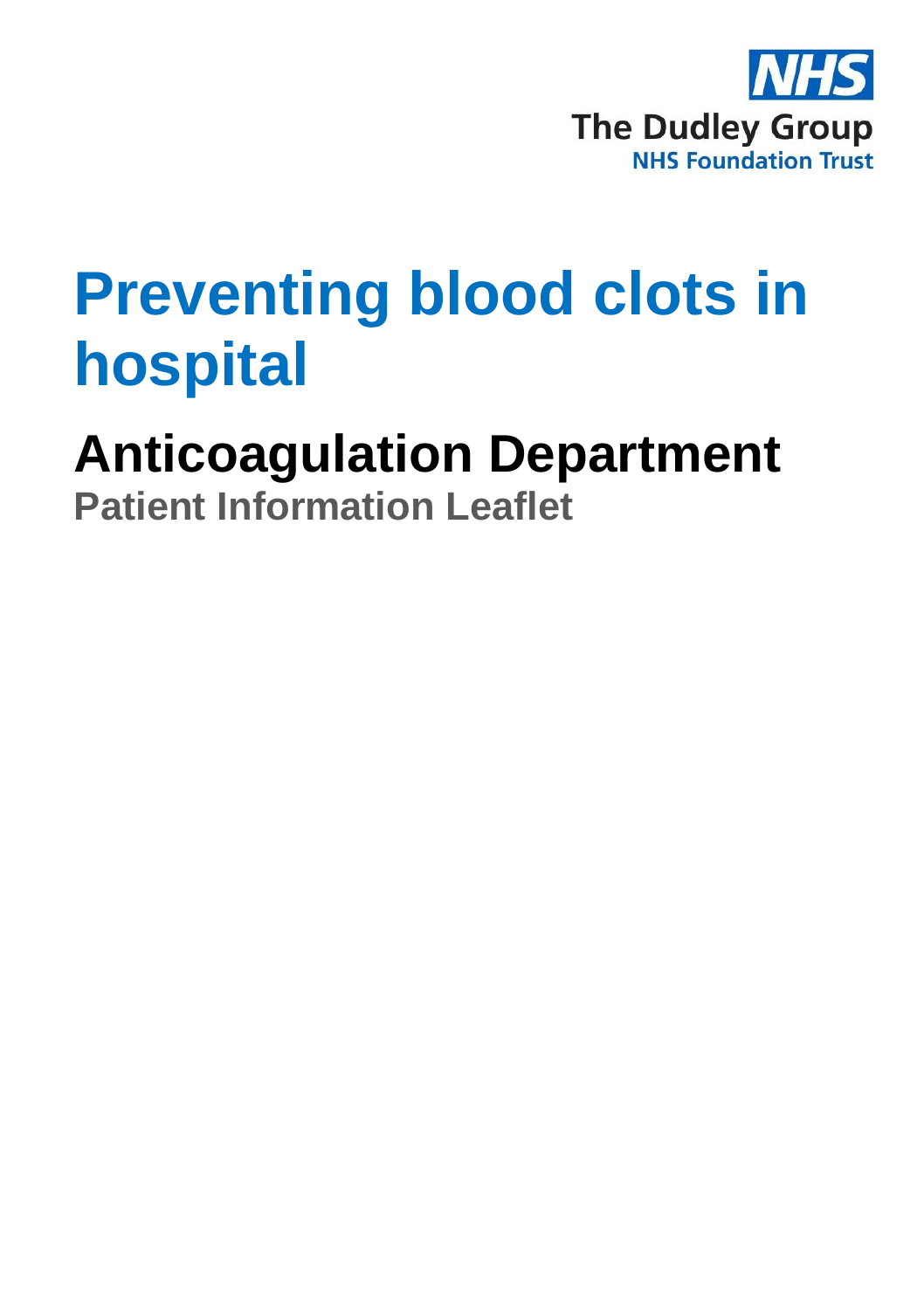NHS
The Dudley Group
NHS Foundation Trust

# Preventing blood clots in hospital

## Anticoagulation Department

### Patient Information Leaflet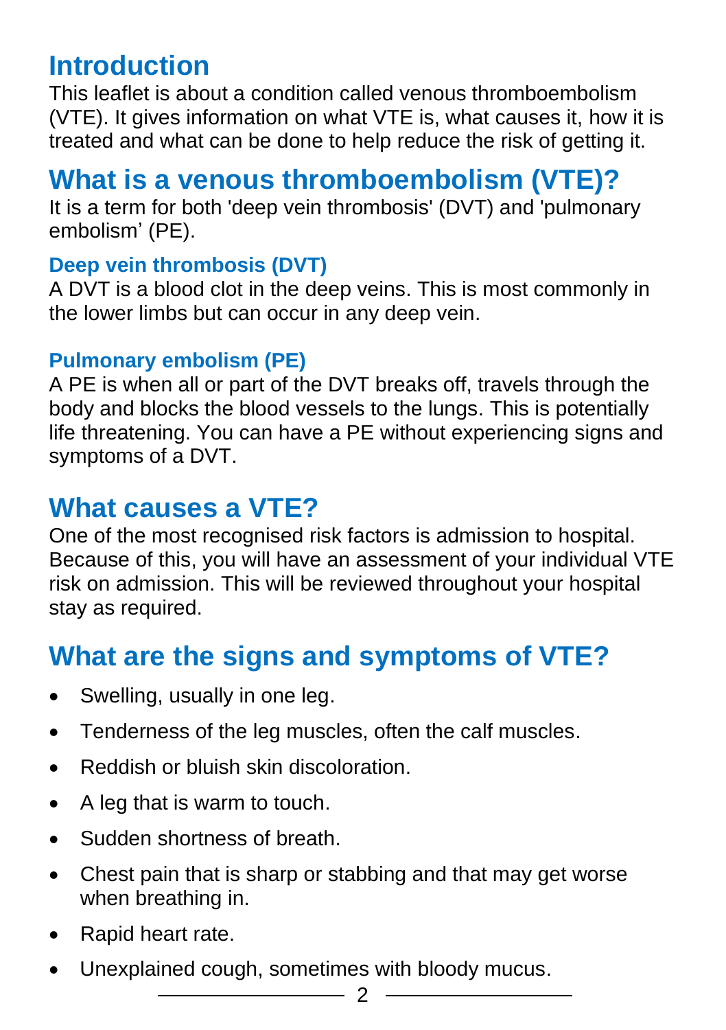## Introduction

This leaflet is about a condition called venous thromboembolism (VTE). It gives information on what VTE is, what causes it, how it is treated and what can be done to help reduce the risk of getting it.

## What is a venous thromboembolism (VTE)?

It is a term for both 'deep vein thrombosis' (DVT) and 'pulmonary embolism' (PE).

### Deep vein thrombosis (DVT)

A DVT is a blood clot in the deep veins. This is most commonly in the lower limbs but can occur in any deep vein.

### Pulmonary embolism (PE)

A PE is when all or part of the DVT breaks off, travels through the body and blocks the blood vessels to the lungs. This is potentially life threatening. You can have a PE without experiencing signs and symptoms of a DVT.

## What causes a VTE?

One of the most recognised risk factors is admission to hospital. Because of this, you will have an assessment of your individual VTE risk on admission. This will be reviewed throughout your hospital stay as required.

## What are the signs and symptoms of VTE?

- Swelling, usually in one leg.
- Tenderness of the leg muscles, often the calf muscles.
- Reddish or bluish skin discoloration.
- A leg that is warm to touch.
- Sudden shortness of breath.
- Chest pain that is sharp or stabbing and that may get worse when breathing in.
- Rapid heart rate.
- Unexplained cough, sometimes with bloody mucus.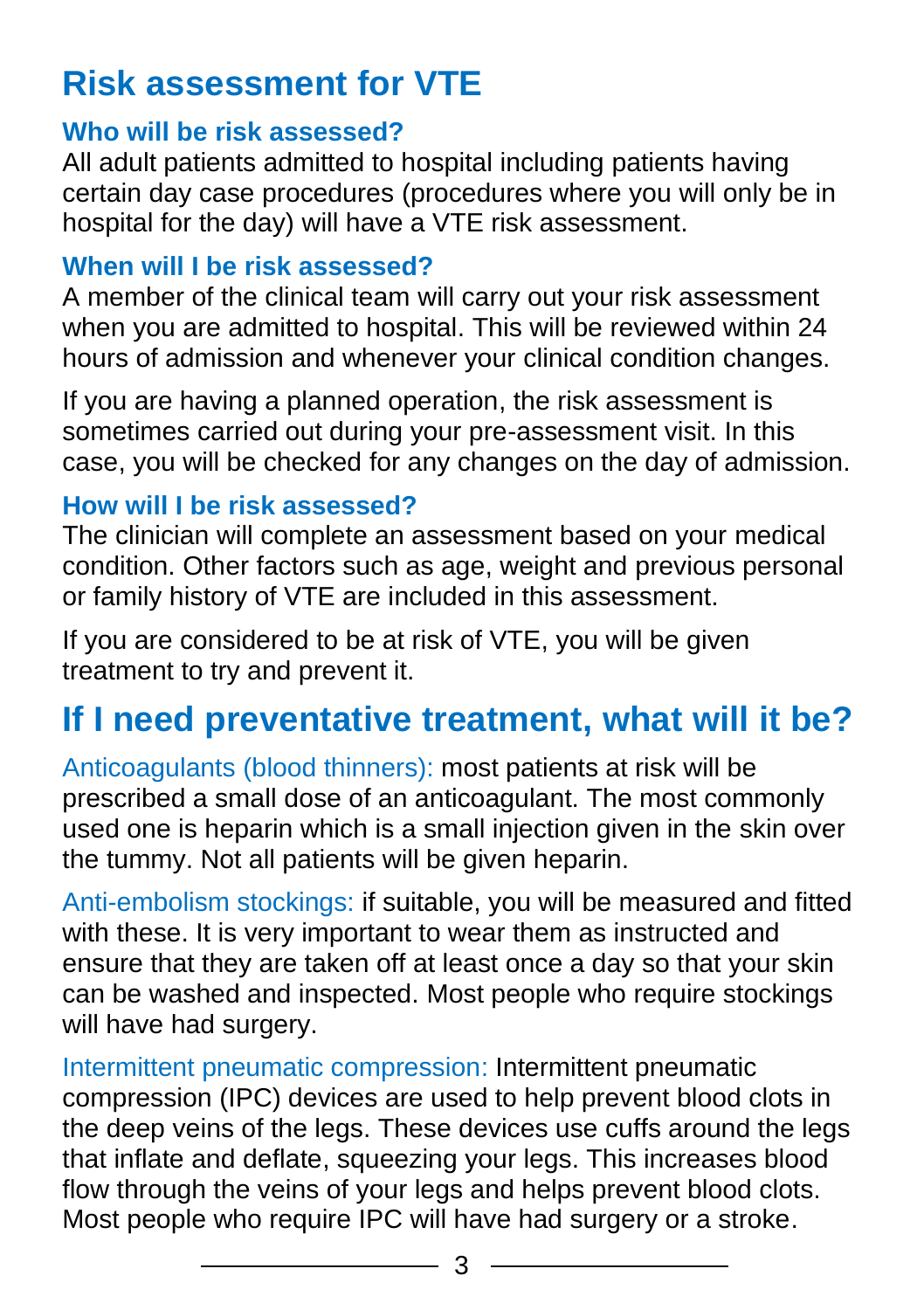## Risk assessment for VTE

### Who will be risk assessed?

All adult patients admitted to hospital including patients having certain day case procedures (procedures where you will only be in hospital for the day) will have a VTE risk assessment.

### When will I be risk assessed?

A member of the clinical team will carry out your risk assessment when you are admitted to hospital. This will be reviewed within 24 hours of admission and whenever your clinical condition changes.

If you are having a planned operation, the risk assessment is sometimes carried out during your pre-assessment visit. In this case, you will be checked for any changes on the day of admission.

### How will I be risk assessed?

The clinician will complete an assessment based on your medical condition. Other factors such as age, weight and previous personal or family history of VTE are included in this assessment.

If you are considered to be at risk of VTE, you will be given treatment to try and prevent it.

## If I need preventative treatment, what will it be?

Anticoagulants (blood thinners): most patients at risk will be prescribed a small dose of an anticoagulant. The most commonly used one is heparin which is a small injection given in the skin over the tummy. Not all patients will be given heparin.

Anti-embolism stockings: if suitable, you will be measured and fitted with these. It is very important to wear them as instructed and ensure that they are taken off at least once a day so that your skin can be washed and inspected. Most people who require stockings will have had surgery.

Intermittent pneumatic compression: Intermittent pneumatic compression (IPC) devices are used to help prevent blood clots in the deep veins of the legs. These devices use cuffs around the legs that inflate and deflate, squeezing your legs. This increases blood flow through the veins of your legs and helps prevent blood clots. Most people who require IPC will have had surgery or a stroke.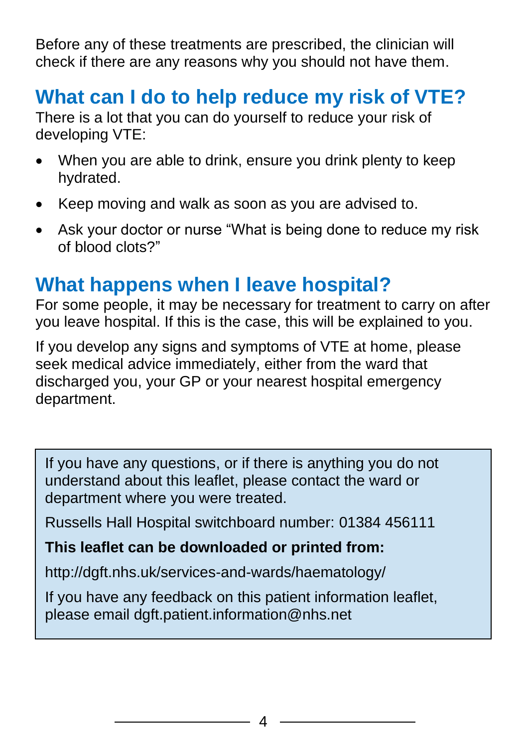Before any of these treatments are prescribed, the clinician will check if there are any reasons why you should not have them.

## What can I do to help reduce my risk of VTE?

There is a lot that you can do yourself to reduce your risk of developing VTE:

- When you are able to drink, ensure you drink plenty to keep hydrated.
- Keep moving and walk as soon as you are advised to.
- Ask your doctor or nurse "What is being done to reduce my risk of blood clots?"

## What happens when I leave hospital?

For some people, it may be necessary for treatment to carry on after you leave hospital. If this is the case, this will be explained to you.

If you develop any signs and symptoms of VTE at home, please seek medical advice immediately, either from the ward that discharged you, your GP or your nearest hospital emergency department.

If you have any questions, or if there is anything you do not understand about this leaflet, please contact the ward or department where you were treated.

Russells Hall Hospital switchboard number: 01384 456111

**This leaflet can be downloaded or printed from:**

http://dgft.nhs.uk/services-and-wards/haematology/

If you have any feedback on this patient information leaflet, please email dgft.patient.information@nhs.net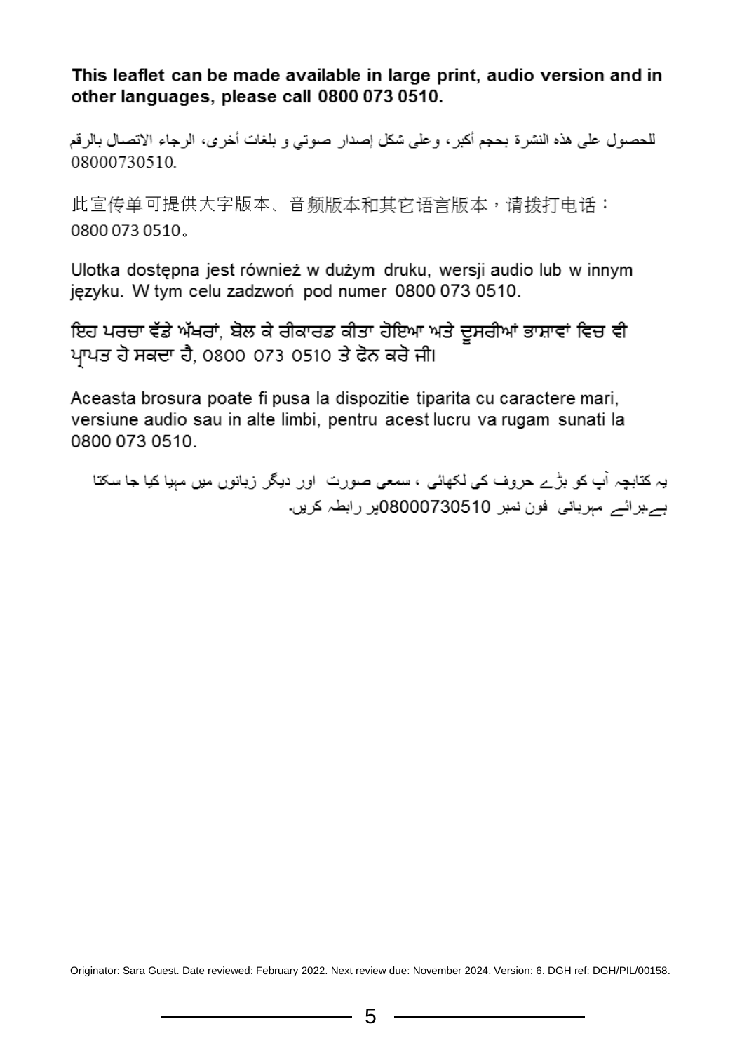**This leaflet can be made available in large print, audio version and in other languages, please call 0800 073 0510.**

للحصول على هذه النشرة بحجم أكبر، وعلى شكل إصدار صوتي و بلغات أخرى، الرجاء الاتصال بالرقم 08000730510.

此宣传单可提供大字版本、音频版本和其它语言版本，请拨打电话：0800 073 0510。

Ulotka dostępna jest również w dużym druku, wersji audio lub w innym języku. W tym celu zadzwoń pod numer 0800 073 0510.

ਇਹ ਪਰਚਾ ਵੱਡੇ ਅੱਖਰਾਂ, ਬੋਲ ਕੇ ਰੀਕਾਰਡ ਕੀਤਾ ਹੋਇਆ ਅਤੇ ਦੂਸਰੀਆਂ ਭਾਸ਼ਾਵਾਂ ਵਿਚ ਵੀ ਪ੍ਰਾਪਤ ਹੋ ਸਕਦਾ ਹੈ, 0800 073 0510 ਤੇ ਫੋਨ ਕਰੋ ਜੀ।

Aceasta brosura poate fi pusa la dispozitie tiparita cu caractere mari, versiune audio sau in alte limbi, pentru acest lucru va rugam sunati la 0800 073 0510.

یہ کتابچہ آپ کو بڑے حروف کی لکھائی ، سمعی صورت اور دیگر زبانوں میں مہیا کیا جا سکتا ہے۔برائے مہربانی فون نمبر 08000730510پر رابطہ کریں۔

Originator: Sara Guest. Date reviewed: February 2022. Next review due: November 2024. Version: 6. DGH ref: DGH/PIL/00158.